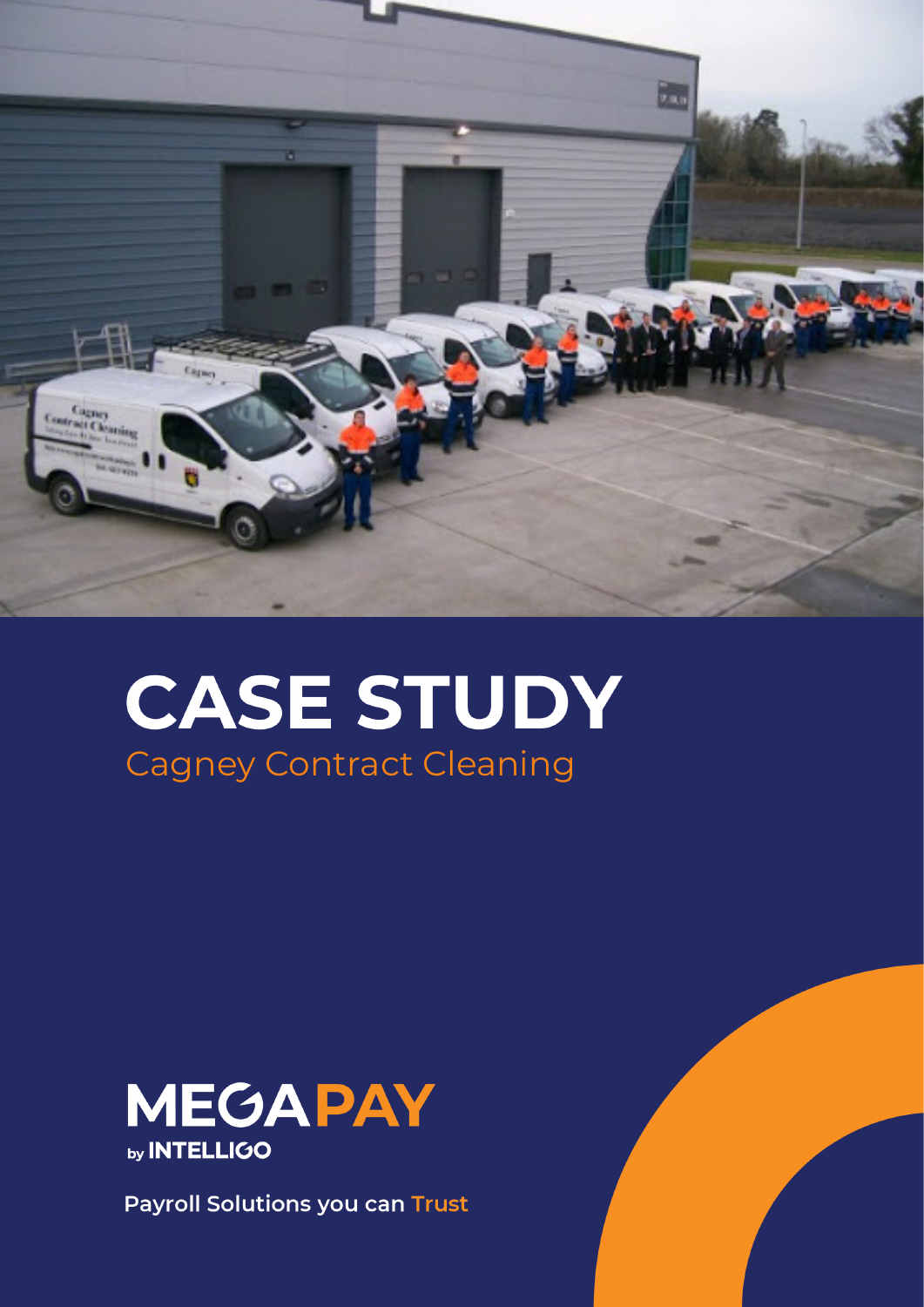# CASE STUDY

## Cagney Contract Cleaning

**MEGAPAY**
by INTELLIGO

**Payroll Solutions you can Trust**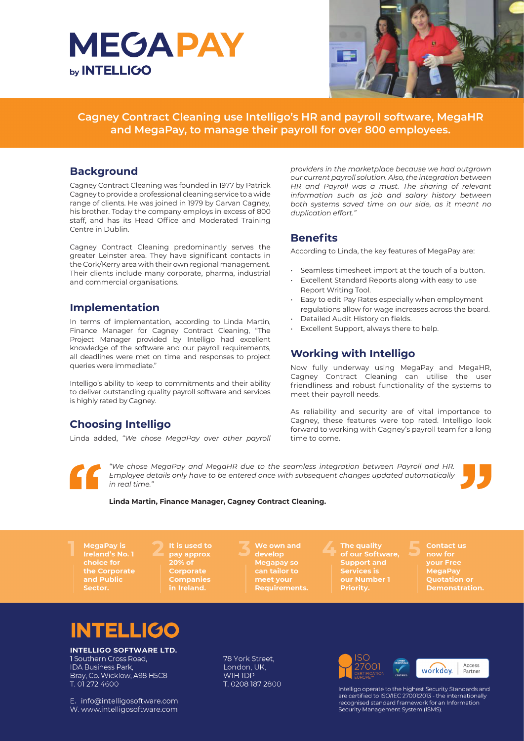# MEGAPAY

by INTELLIGO

**Cagney Contract Cleaning use Intelligo's HR and payroll software, MegaHR and MegaPay, to manage their payroll for over 800 employees.**

## Background

Cagney Contract Cleaning was founded in 1977 by Patrick Cagney to provide a professional cleaning service to a wide range of clients. He was joined in 1979 by Garvan Cagney, his brother. Today the company employs in excess of 800 staff, and has its Head Office and Moderated Training Centre in Dublin.

Cagney Contract Cleaning predominantly serves the greater Leinster area. They have significant contacts in the Cork/Kerry area with their own regional management. Their clients include many corporate, pharma, industrial and commercial organisations.

## Implementation

In terms of implementation, according to Linda Martin, Finance Manager for Cagney Contract Cleaning, "The Project Manager provided by Intelligo had excellent knowledge of the software and our payroll requirements, all deadlines were met on time and responses to project queries were immediate."

Intelligo's ability to keep to commitments and their ability to deliver outstanding quality payroll software and services is highly rated by Cagney.

## Choosing Intelligo

Linda added, *"We chose MegaPay over other payroll providers in the marketplace because we had outgrown our current payroll solution. Also, the integration between HR and Payroll was a must. The sharing of relevant information such as job and salary history between both systems saved time on our side, as it meant no duplication effort."*

## Benefits

According to Linda, the key features of MegaPay are:

- Seamless timesheet import at the touch of a button.
- Excellent Standard Reports along with easy to use Report Writing Tool.
- Easy to edit Pay Rates especially when employment regulations allow for wage increases across the board.
- Detailed Audit History on fields.
- Excellent Support, always there to help.

## Working with Intelligo

Now fully underway using MegaPay and MegaHR, Cagney Contract Cleaning can utilise the user friendliness and robust functionality of the systems to meet their payroll needs.

As reliability and security are of vital importance to Cagney, these features were top rated. Intelligo look forward to working with Cagney's payroll team for a long time to come.

> *"We chose MegaPay and MegaHR due to the seamless integration between Payroll and HR. Employee details only have to be entered once with subsequent changes updated automatically in real time."*
>
> **Linda Martin, Finance Manager, Cagney Contract Cleaning.**

1. **MegaPay is Ireland's No. 1 choice for the Corporate and Public Sector.**
2. **It is used to pay approx 20% of Corporate Companies in Ireland.**
3. **We own and develop Megapay so can tailor to meet your Requirements.**
4. **The quality of our Software, Support and Services is our Number 1 Priority.**
5. **Contact us now for your Free MegaPay Quotation or Demonstration.**

# INTELLIGO

**INTELLIGO SOFTWARE LTD.**
1 Southern Cross Road,
IDA Business Park,
Bray, Co. Wicklow, A98 H5C8
T. 01 272 4600

E. info@intelligosoftware.com
W. www.intelligosoftware.com

78 York Street,
London, UK,
W1H 1DP
T. 0208 187 2800

ISO 27001 CERTIFICATION EUROPE™ | CYBER ESSENTIALS CERTIFIED | workday. Access Partner

Intelligo operate to the highest Security Standards and are certified to ISO/IEC 27001:2013 - the internationally recognised standard framework for an Information Security Management System (ISMS).